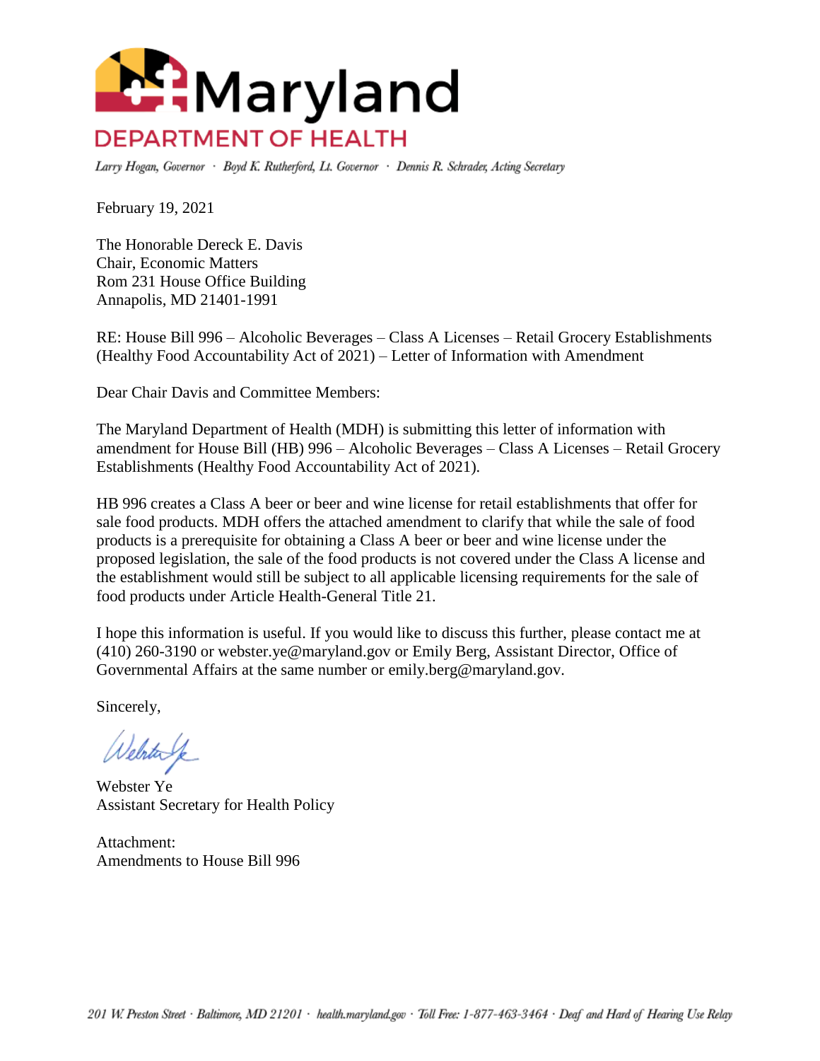# Maryland DEPARTMENT OF HEALTH

*Larry Hogan, Governor · Boyd K. Rutherford, Lt. Governor · Dennis R. Schrader, Acting Secretary*

February 19, 2021

The Honorable Dereck E. Davis
Chair, Economic Matters
Rom 231 House Office Building
Annapolis, MD 21401-1991

RE: House Bill 996 – Alcoholic Beverages – Class A Licenses – Retail Grocery Establishments (Healthy Food Accountability Act of 2021) – Letter of Information with Amendment

Dear Chair Davis and Committee Members:

The Maryland Department of Health (MDH) is submitting this letter of information with amendment for House Bill (HB) 996 – Alcoholic Beverages – Class A Licenses – Retail Grocery Establishments (Healthy Food Accountability Act of 2021).

HB 996 creates a Class A beer or beer and wine license for retail establishments that offer for sale food products. MDH offers the attached amendment to clarify that while the sale of food products is a prerequisite for obtaining a Class A beer or beer and wine license under the proposed legislation, the sale of the food products is not covered under the Class A license and the establishment would still be subject to all applicable licensing requirements for the sale of food products under Article Health-General Title 21.

I hope this information is useful. If you would like to discuss this further, please contact me at (410) 260-3190 or webster.ye@maryland.gov or Emily Berg, Assistant Director, Office of Governmental Affairs at the same number or emily.berg@maryland.gov.

Sincerely,

Webster Ye
Assistant Secretary for Health Policy

Attachment:
Amendments to House Bill 996

*201 W. Preston Street · Baltimore, MD 21201 · health.maryland.gov · Toll Free: 1-877-463-3464 · Deaf and Hard of Hearing Use Relay*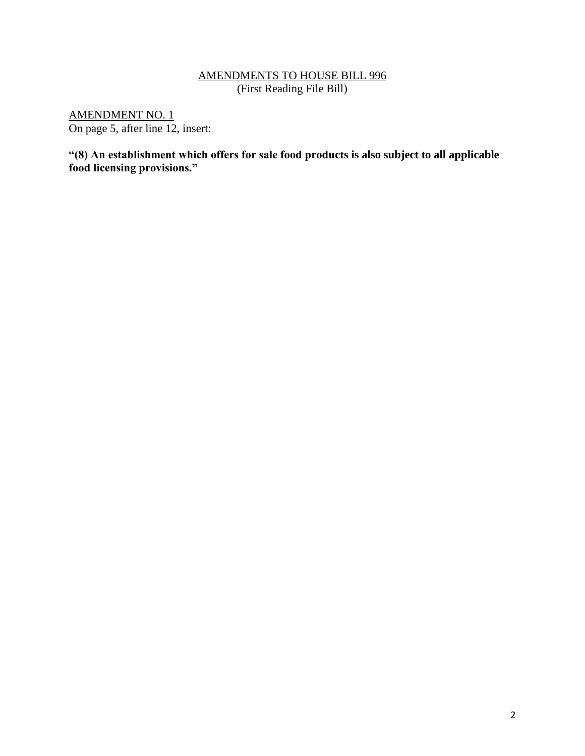<u>AMENDMENTS TO HOUSE BILL 996</u>
(First Reading File Bill)

<u>AMENDMENT NO. 1</u>
On page 5, after line 12, insert:

**"(8) An establishment which offers for sale food products is also subject to all applicable food licensing provisions."**